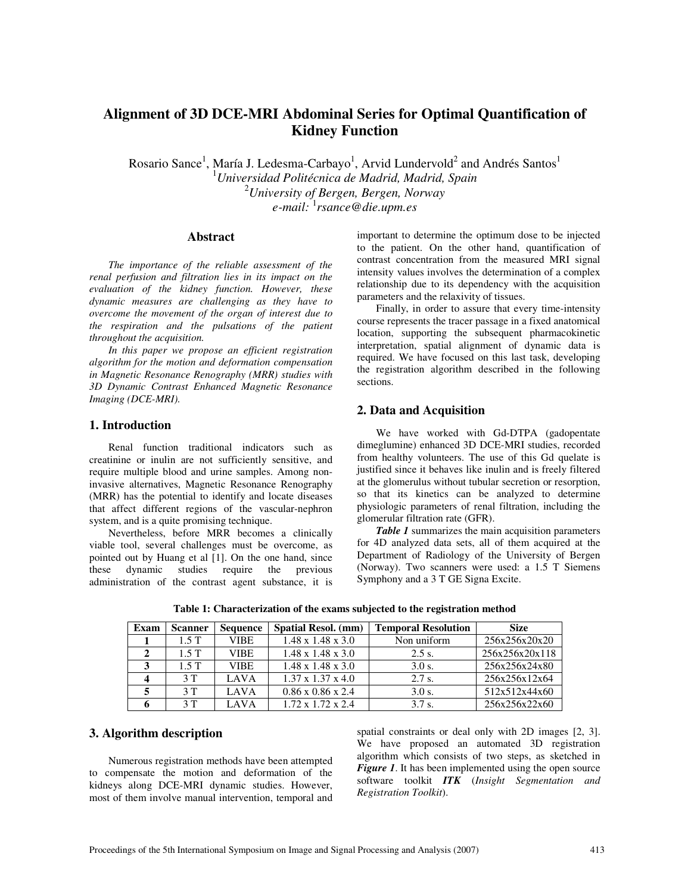# Alignment of 3D DCE-MRI Abdominal Series for Optimal Quantification of Kidney Function

Rosario Sance[1], María J. Ledesma-Carbayo[1], Arvid Lundervold[2] and Andrés Santos[1]

[1]*Universidad Politécnica de Madrid, Madrid, Spain*

[2]*University of Bergen, Bergen, Norway*

*e-mail:* [1]*rsance@die.upm.es*

## Abstract

*The importance of the reliable assessment of the renal perfusion and filtration lies in its impact on the evaluation of the kidney function. However, these dynamic measures are challenging as they have to overcome the movement of the organ of interest due to the respiration and the pulsations of the patient throughout the acquisition.*

*In this paper we propose an efficient registration algorithm for the motion and deformation compensation in Magnetic Resonance Renography (MRR) studies with 3D Dynamic Contrast Enhanced Magnetic Resonance Imaging (DCE-MRI).*

## 1. Introduction

Renal function traditional indicators such as creatinine or inulin are not sufficiently sensitive, and require multiple blood and urine samples. Among non-invasive alternatives, Magnetic Resonance Renography (MRR) has the potential to identify and locate diseases that affect different regions of the vascular-nephron system, and is a quite promising technique.

Nevertheless, before MRR becomes a clinically viable tool, several challenges must be overcome, as pointed out by Huang et al [1]. On the one hand, since these dynamic studies require the previous administration of the contrast agent substance, it is important to determine the optimum dose to be injected to the patient. On the other hand, quantification of contrast concentration from the measured MRI signal intensity values involves the determination of a complex relationship due to its dependency with the acquisition parameters and the relaxivity of tissues.

Finally, in order to assure that every time-intensity course represents the tracer passage in a fixed anatomical location, supporting the subsequent pharmacokinetic interpretation, spatial alignment of dynamic data is required. We have focused on this last task, developing the registration algorithm described in the following sections.

## 2. Data and Acquisition

We have worked with Gd-DTPA (gadopentate dimeglumine) enhanced 3D DCE-MRI studies, recorded from healthy volunteers. The use of this Gd quelate is justified since it behaves like inulin and is freely filtered at the glomerulus without tubular secretion or resorption, so that its kinetics can be analyzed to determine physiologic parameters of renal filtration, including the glomerular filtration rate (GFR).

***Table 1*** summarizes the main acquisition parameters for 4D analyzed data sets, all of them acquired at the Department of Radiology of the University of Bergen (Norway). Two scanners were used: a 1.5 T Siemens Symphony and a 3 T GE Signa Excite.

**Table 1: Characterization of the exams subjected to the registration method**

| Exam | Scanner | Sequence | Spatial Resol. (mm) | Temporal Resolution | Size |
|---|---|---|---|---|---|
| **1** | 1.5 T | VIBE | 1.48 x 1.48 x 3.0 | Non uniform | 256x256x20x20 |
| **2** | 1.5 T | VIBE | 1.48 x 1.48 x 3.0 | 2.5 s. | 256x256x20x118 |
| **3** | 1.5 T | VIBE | 1.48 x 1.48 x 3.0 | 3.0 s. | 256x256x24x80 |
| **4** | 3 T | LAVA | 1.37 x 1.37 x 4.0 | 2.7 s. | 256x256x12x64 |
| **5** | 3 T | LAVA | 0.86 x 0.86 x 2.4 | 3.0 s. | 512x512x44x60 |
| **6** | 3 T | LAVA | 1.72 x 1.72 x 2.4 | 3.7 s. | 256x256x22x60 |

## 3. Algorithm description

Numerous registration methods have been attempted to compensate the motion and deformation of the kidneys along DCE-MRI dynamic studies. However, most of them involve manual intervention, temporal and spatial constraints or deal only with 2D images [2, 3]. We have proposed an automated 3D registration algorithm which consists of two steps, as sketched in ***Figure 1***. It has been implemented using the open source software toolkit ***ITK*** (*Insight Segmentation and Registration Toolkit*).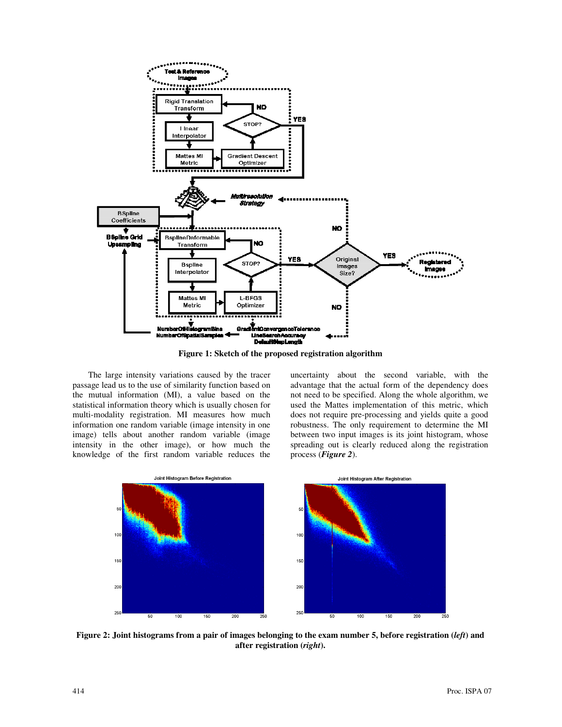**Figure 1: Sketch of the proposed registration algorithm**

The large intensity variations caused by the tracer passage lead us to the use of similarity function based on the mutual information (MI), a value based on the statistical information theory which is usually chosen for multi-modality registration. MI measures how much information one random variable (image intensity in one image) tells about another random variable (image intensity in the other image), or how much the knowledge of the first random variable reduces the uncertainty about the second variable, with the advantage that the actual form of the dependency does not need to be specified. Along the whole algorithm, we used the Mattes implementation of this metric, which does not require pre-processing and yields quite a good robustness. The only requirement to determine the MI between two input images is its joint histogram, whose spreading out is clearly reduced along the registration process (***Figure 2***).

**Figure 2: Joint histograms from a pair of images belonging to the exam number 5, before registration (*left*) and after registration (*right*).**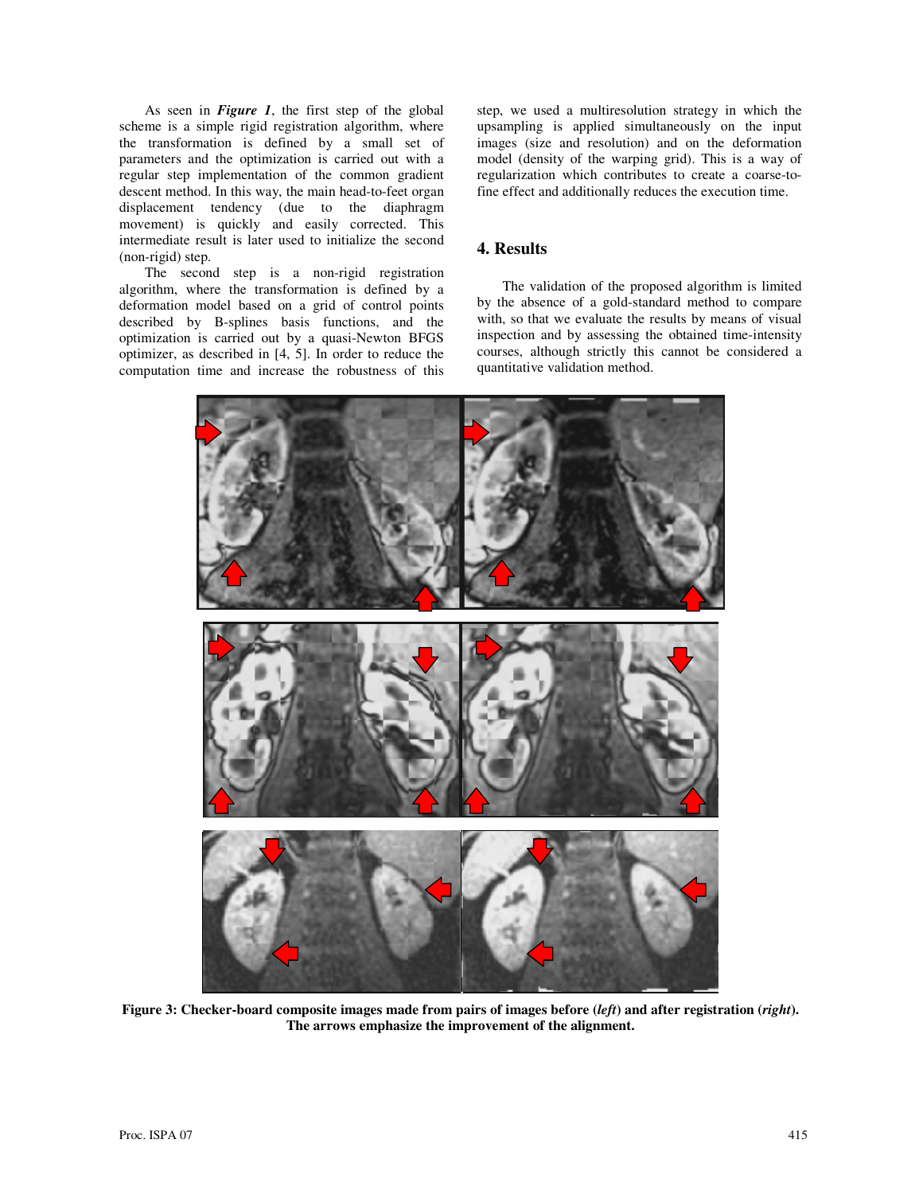As seen in ***Figure 1***, the first step of the global scheme is a simple rigid registration algorithm, where the transformation is defined by a small set of parameters and the optimization is carried out with a regular step implementation of the common gradient descent method. In this way, the main head-to-feet organ displacement tendency (due to the diaphragm movement) is quickly and easily corrected. This intermediate result is later used to initialize the second (non-rigid) step.

The second step is a non-rigid registration algorithm, where the transformation is defined by a deformation model based on a grid of control points described by B-splines basis functions, and the optimization is carried out by a quasi-Newton BFGS optimizer, as described in [4, 5]. In order to reduce the computation time and increase the robustness of this step, we used a multiresolution strategy in which the upsampling is applied simultaneously on the input images (size and resolution) and on the deformation model (density of the warping grid). This is a way of regularization which contributes to create a coarse-to-fine effect and additionally reduces the execution time.

## 4. Results

The validation of the proposed algorithm is limited by the absence of a gold-standard method to compare with, so that we evaluate the results by means of visual inspection and by assessing the obtained time-intensity courses, although strictly this cannot be considered a quantitative validation method.

**Figure 3: Checker-board composite images made from pairs of images before (*left*) and after registration (*right*). The arrows emphasize the improvement of the alignment.**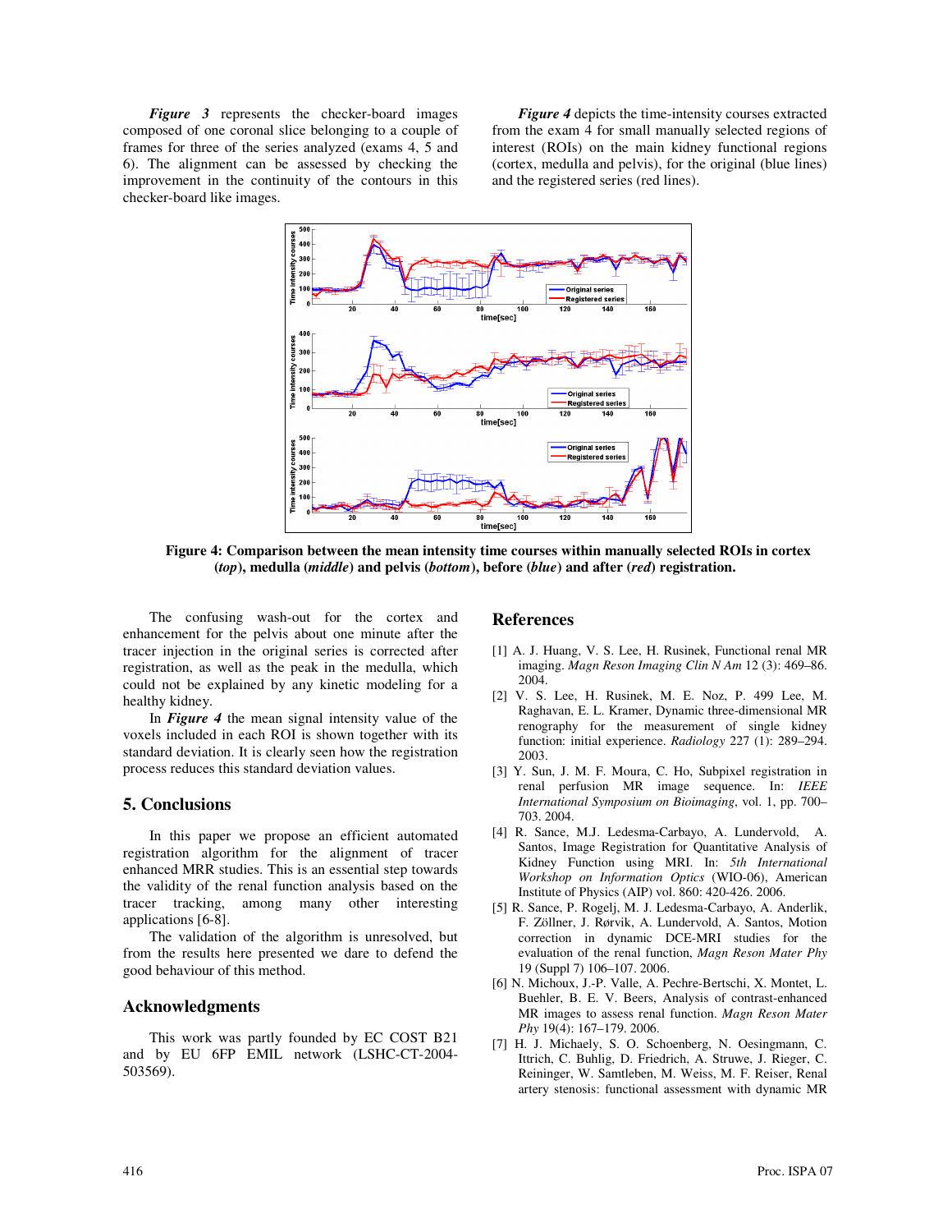*Figure 3* represents the checker-board images composed of one coronal slice belonging to a couple of frames for three of the series analyzed (exams 4, 5 and 6). The alignment can be assessed by checking the improvement in the continuity of the contours in this checker-board like images.

*Figure 4* depicts the time-intensity courses extracted from the exam 4 for small manually selected regions of interest (ROIs) on the main kidney functional regions (cortex, medulla and pelvis), for the original (blue lines) and the registered series (red lines).

**Figure 4: Comparison between the mean intensity time courses within manually selected ROIs in cortex (*top*), medulla (*middle*) and pelvis (*bottom*), before (*blue*) and after (*red*) registration.**

The confusing wash-out for the cortex and enhancement for the pelvis about one minute after the tracer injection in the original series is corrected after registration, as well as the peak in the medulla, which could not be explained by any kinetic modeling for a healthy kidney.

In *Figure 4* the mean signal intensity value of the voxels included in each ROI is shown together with its standard deviation. It is clearly seen how the registration process reduces this standard deviation values.

## 5. Conclusions

In this paper we propose an efficient automated registration algorithm for the alignment of tracer enhanced MRR studies. This is an essential step towards the validity of the renal function analysis based on the tracer tracking, among many other interesting applications [6-8].

The validation of the algorithm is unresolved, but from the results here presented we dare to defend the good behaviour of this method.

## Acknowledgments

This work was partly founded by EC COST B21 and by EU 6FP EMIL network (LSHC-CT-2004-503569).

## References

[1] A. J. Huang, V. S. Lee, H. Rusinek, Functional renal MR imaging. *Magn Reson Imaging Clin N Am* 12 (3): 469–86. 2004.

[2] V. S. Lee, H. Rusinek, M. E. Noz, P. 499 Lee, M. Raghavan, E. L. Kramer, Dynamic three-dimensional MR renography for the measurement of single kidney function: initial experience. *Radiology* 227 (1): 289–294. 2003.

[3] Y. Sun, J. M. F. Moura, C. Ho, Subpixel registration in renal perfusion MR image sequence. In: *IEEE International Symposium on Bioimaging*, vol. 1, pp. 700–703. 2004.

[4] R. Sance, M.J. Ledesma-Carbayo, A. Lundervold, A. Santos, Image Registration for Quantitative Analysis of Kidney Function using MRI. In: *5th International Workshop on Information Optics* (WIO-06), American Institute of Physics (AIP) vol. 860: 420-426. 2006.

[5] R. Sance, P. Rogelj, M. J. Ledesma-Carbayo, A. Anderlik, F. Zöllner, J. Rørvik, A. Lundervold, A. Santos, Motion correction in dynamic DCE-MRI studies for the evaluation of the renal function, *Magn Reson Mater Phy* 19 (Suppl 7) 106–107. 2006.

[6] N. Michoux, J.-P. Valle, A. Pechre-Bertschi, X. Montet, L. Buehler, B. E. V. Beers, Analysis of contrast-enhanced MR images to assess renal function. *Magn Reson Mater Phy* 19(4): 167–179. 2006.

[7] H. J. Michaely, S. O. Schoenberg, N. Oesingmann, C. Ittrich, C. Buhlig, D. Friedrich, A. Struwe, J. Rieger, C. Reininger, W. Samtleben, M. Weiss, M. F. Reiser, Renal artery stenosis: functional assessment with dynamic MR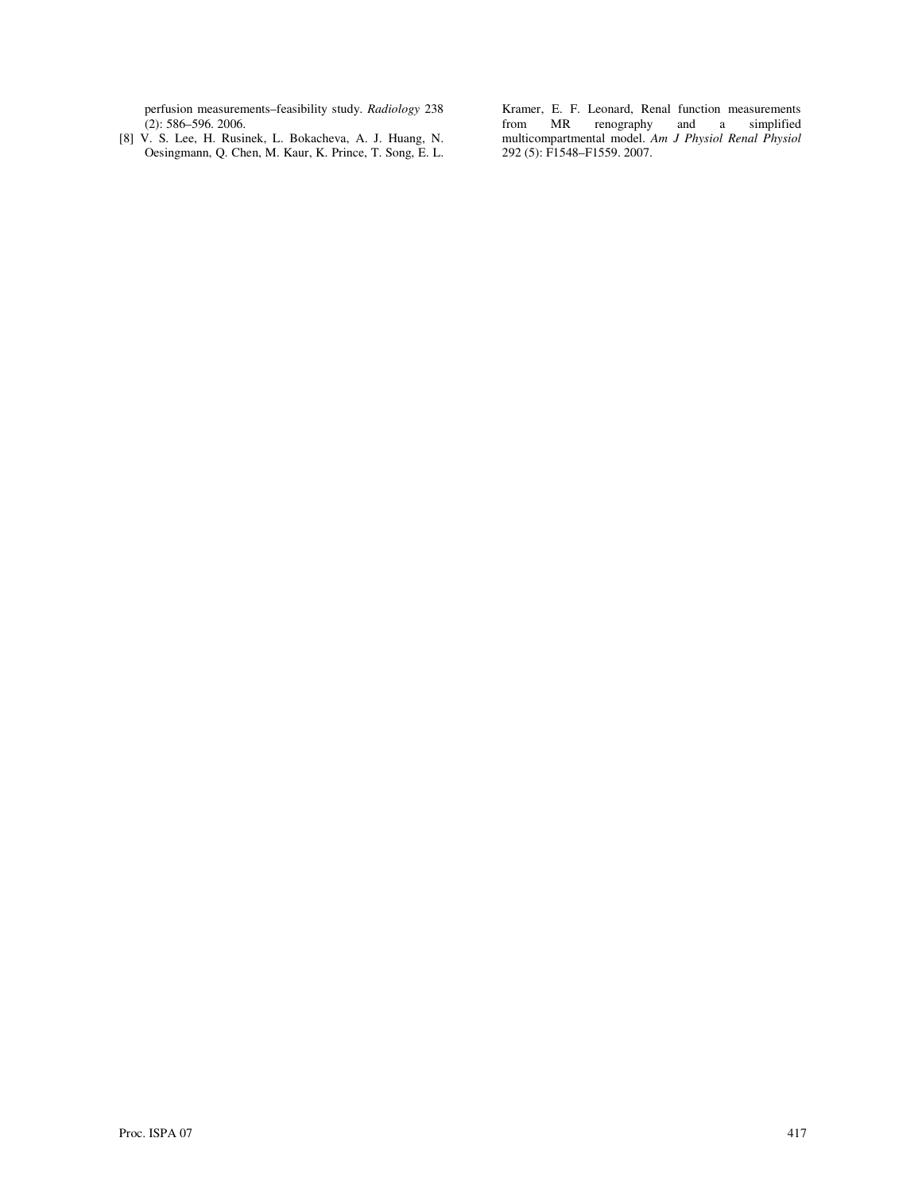perfusion measurements–feasibility study. *Radiology* 238 (2): 586–596. 2006.

[8] V. S. Lee, H. Rusinek, L. Bokacheva, A. J. Huang, N. Oesingmann, Q. Chen, M. Kaur, K. Prince, T. Song, E. L. Kramer, E. F. Leonard, Renal function measurements from MR renography and a simplified multicompartmental model. *Am J Physiol Renal Physiol* 292 (5): F1548–F1559. 2007.